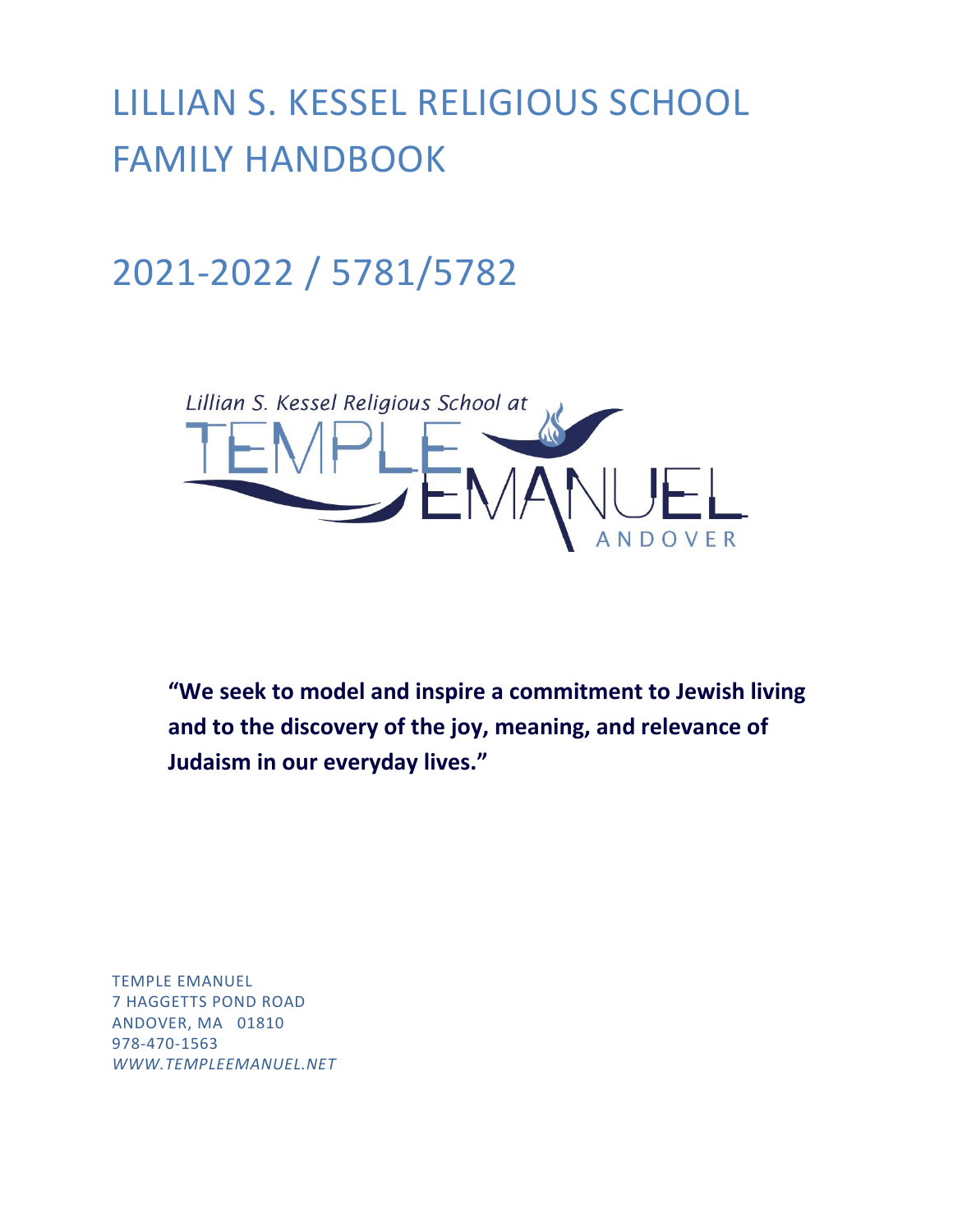# LILLIAN S. KESSEL RELIGIOUS SCHOOL FAMILY HANDBOOK

# 2021-2022 / 5781/5782

Lillian S. Kessel Religious School at TEMPLE EMANUEL ANDOVER

**"We seek to model and inspire a commitment to Jewish living and to the discovery of the joy, meaning, and relevance of Judaism in our everyday lives."**

TEMPLE EMANUEL
7 HAGGETTS POND ROAD
ANDOVER, MA 01810
978-470-1563
*WWW.TEMPLEEMANUEL.NET*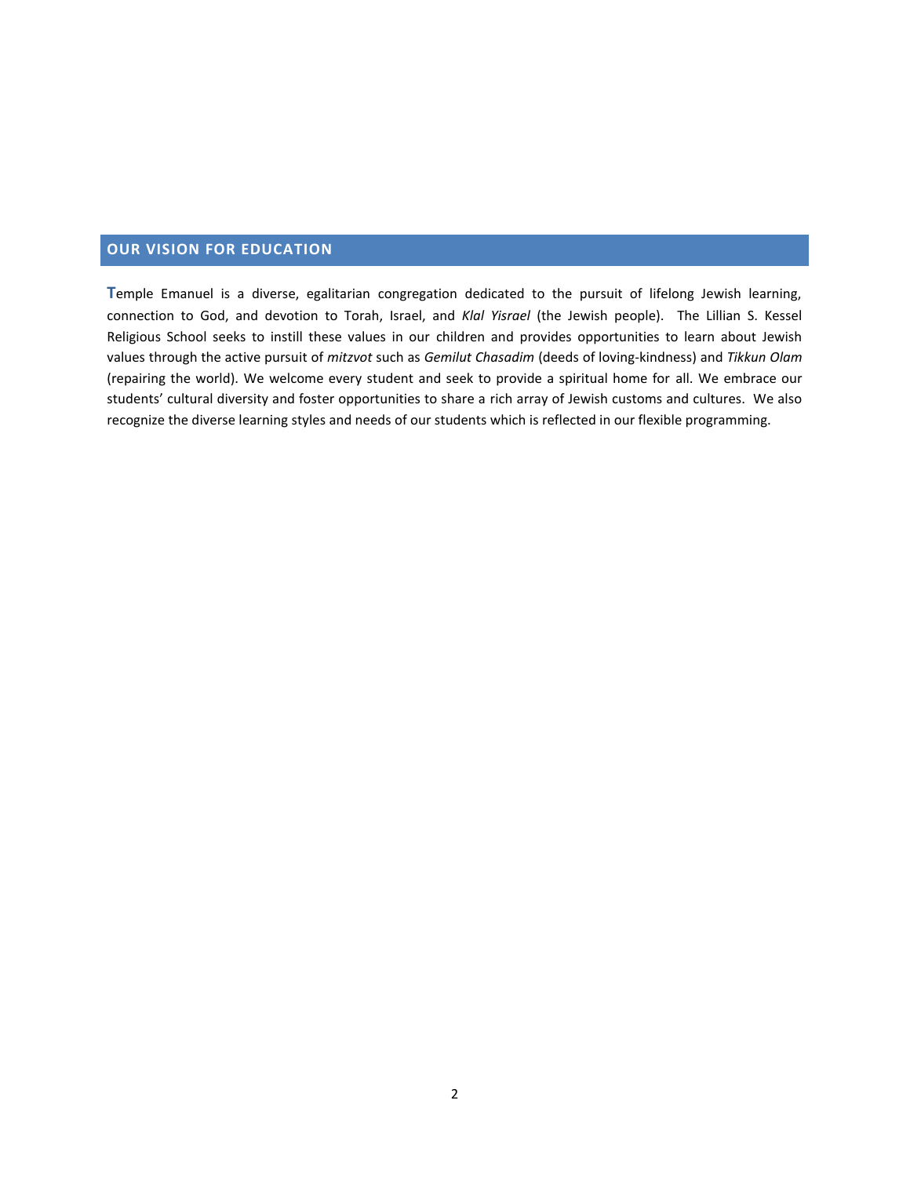## OUR VISION FOR EDUCATION

Temple Emanuel is a diverse, egalitarian congregation dedicated to the pursuit of lifelong Jewish learning, connection to God, and devotion to Torah, Israel, and *Klal Yisrael* (the Jewish people). The Lillian S. Kessel Religious School seeks to instill these values in our children and provides opportunities to learn about Jewish values through the active pursuit of *mitzvot* such as *Gemilut Chasadim* (deeds of loving-kindness) and *Tikkun Olam* (repairing the world). We welcome every student and seek to provide a spiritual home for all. We embrace our students' cultural diversity and foster opportunities to share a rich array of Jewish customs and cultures. We also recognize the diverse learning styles and needs of our students which is reflected in our flexible programming.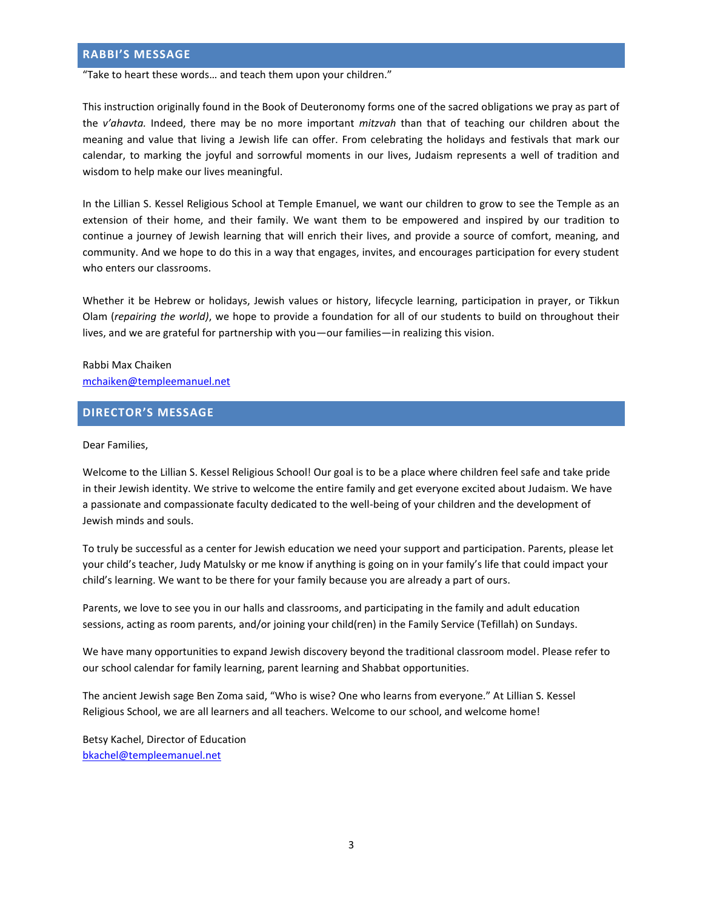## RABBI'S MESSAGE

"Take to heart these words… and teach them upon your children."

This instruction originally found in the Book of Deuteronomy forms one of the sacred obligations we pray as part of the *v'ahavta.* Indeed, there may be no more important *mitzvah* than that of teaching our children about the meaning and value that living a Jewish life can offer. From celebrating the holidays and festivals that mark our calendar, to marking the joyful and sorrowful moments in our lives, Judaism represents a well of tradition and wisdom to help make our lives meaningful.

In the Lillian S. Kessel Religious School at Temple Emanuel, we want our children to grow to see the Temple as an extension of their home, and their family. We want them to be empowered and inspired by our tradition to continue a journey of Jewish learning that will enrich their lives, and provide a source of comfort, meaning, and community. And we hope to do this in a way that engages, invites, and encourages participation for every student who enters our classrooms.

Whether it be Hebrew or holidays, Jewish values or history, lifecycle learning, participation in prayer, or Tikkun Olam (*repairing the world)*, we hope to provide a foundation for all of our students to build on throughout their lives, and we are grateful for partnership with you—our families—in realizing this vision.

Rabbi Max Chaiken
mchaiken@templeemanuel.net

## DIRECTOR'S MESSAGE

Dear Families,

Welcome to the Lillian S. Kessel Religious School! Our goal is to be a place where children feel safe and take pride in their Jewish identity. We strive to welcome the entire family and get everyone excited about Judaism. We have a passionate and compassionate faculty dedicated to the well-being of your children and the development of Jewish minds and souls.

To truly be successful as a center for Jewish education we need your support and participation. Parents, please let your child's teacher, Judy Matulsky or me know if anything is going on in your family's life that could impact your child's learning. We want to be there for your family because you are already a part of ours.

Parents, we love to see you in our halls and classrooms, and participating in the family and adult education sessions, acting as room parents, and/or joining your child(ren) in the Family Service (Tefillah) on Sundays.

We have many opportunities to expand Jewish discovery beyond the traditional classroom model. Please refer to our school calendar for family learning, parent learning and Shabbat opportunities.

The ancient Jewish sage Ben Zoma said, "Who is wise? One who learns from everyone." At Lillian S. Kessel Religious School, we are all learners and all teachers. Welcome to our school, and welcome home!

Betsy Kachel, Director of Education
bkachel@templeemanuel.net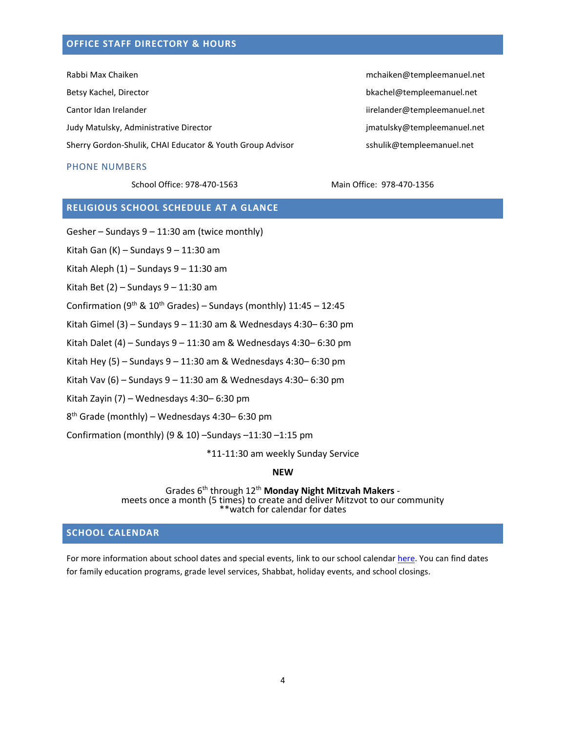## OFFICE STAFF DIRECTORY & HOURS

| | |
|---|---|
| Rabbi Max Chaiken | mchaiken@templeemanuel.net |
| Betsy Kachel, Director | bkachel@templeemanuel.net |
| Cantor Idan Irelander | iirelander@templeemanuel.net |
| Judy Matulsky, Administrative Director | jmatulsky@templeemanuel.net |
| Sherry Gordon-Shulik, CHAI Educator & Youth Group Advisor | sshulik@templeemanuel.net |

### PHONE NUMBERS

School Office: 978-470-1563

Main Office: 978-470-1356

## RELIGIOUS SCHOOL SCHEDULE AT A GLANCE

Gesher – Sundays 9 – 11:30 am (twice monthly)

Kitah Gan (K) – Sundays 9 – 11:30 am

Kitah Aleph (1) – Sundays 9 – 11:30 am

Kitah Bet (2) – Sundays 9 – 11:30 am

Confirmation (9th & 10th Grades) – Sundays (monthly) 11:45 – 12:45

Kitah Gimel (3) – Sundays 9 – 11:30 am & Wednesdays 4:30– 6:30 pm

Kitah Dalet (4) – Sundays 9 – 11:30 am & Wednesdays 4:30– 6:30 pm

Kitah Hey (5) – Sundays 9 – 11:30 am & Wednesdays 4:30– 6:30 pm

Kitah Vav (6) – Sundays 9 – 11:30 am & Wednesdays 4:30– 6:30 pm

Kitah Zayin (7) – Wednesdays 4:30– 6:30 pm

8th Grade (monthly) – Wednesdays 4:30– 6:30 pm

Confirmation (monthly) (9 & 10) –Sundays –11:30 –1:15 pm

*11-11:30 am weekly Sunday Service

**NEW**

Grades 6th through 12th **Monday Night Mitzvah Makers** -
meets once a month (5 times) to create and deliver Mitzvot to our community
**watch for calendar for dates

## SCHOOL CALENDAR

For more information about school dates and special events, link to our school calendar here. You can find dates for family education programs, grade level services, Shabbat, holiday events, and school closings.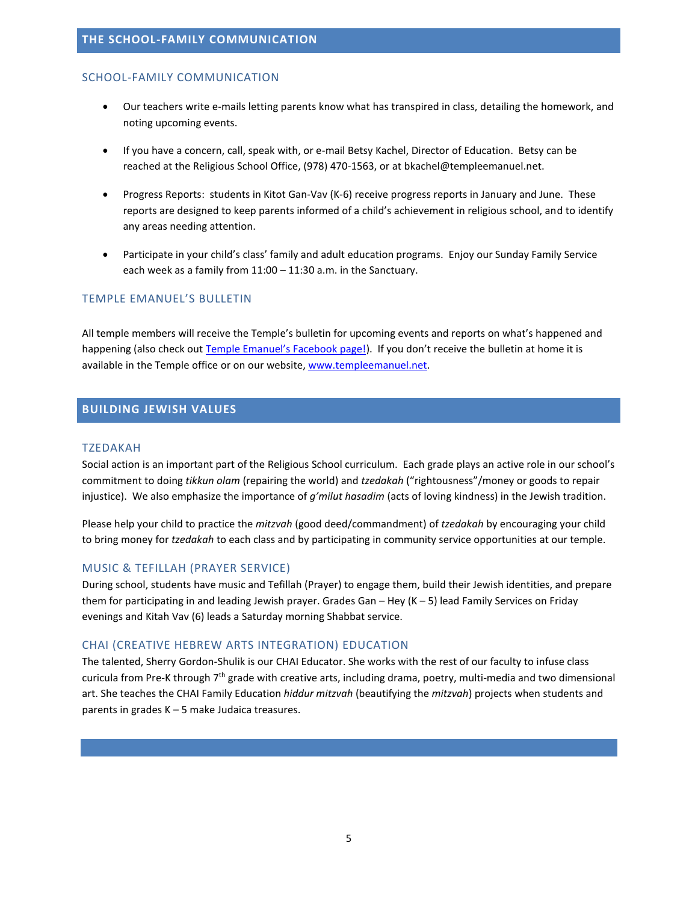## THE SCHOOL-FAMILY COMMUNICATION

### SCHOOL-FAMILY COMMUNICATION

- Our teachers write e-mails letting parents know what has transpired in class, detailing the homework, and noting upcoming events.
- If you have a concern, call, speak with, or e-mail Betsy Kachel, Director of Education. Betsy can be reached at the Religious School Office, (978) 470-1563, or at bkachel@templeemanuel.net.
- Progress Reports: students in Kitot Gan-Vav (K-6) receive progress reports in January and June. These reports are designed to keep parents informed of a child's achievement in religious school, and to identify any areas needing attention.
- Participate in your child's class' family and adult education programs. Enjoy our Sunday Family Service each week as a family from 11:00 – 11:30 a.m. in the Sanctuary.

### TEMPLE EMANUEL'S BULLETIN

All temple members will receive the Temple's bulletin for upcoming events and reports on what's happened and happening (also check out [Temple Emanuel's Facebook page!](#)). If you don't receive the bulletin at home it is available in the Temple office or on our website, [www.templeemanuel.net](http://www.templeemanuel.net).

## BUILDING JEWISH VALUES

### TZEDAKAH

Social action is an important part of the Religious School curriculum. Each grade plays an active role in our school's commitment to doing *tikkun olam* (repairing the world) and *tzedakah* ("rightousness"/money or goods to repair injustice). We also emphasize the importance of *g'milut hasadim* (acts of loving kindness) in the Jewish tradition.

Please help your child to practice the *mitzvah* (good deed/commandment) of *tzedakah* by encouraging your child to bring money for *tzedakah* to each class and by participating in community service opportunities at our temple.

### MUSIC & TEFILLAH (PRAYER SERVICE)

During school, students have music and Tefillah (Prayer) to engage them, build their Jewish identities, and prepare them for participating in and leading Jewish prayer. Grades Gan – Hey (K – 5) lead Family Services on Friday evenings and Kitah Vav (6) leads a Saturday morning Shabbat service.

### CHAI (CREATIVE HEBREW ARTS INTEGRATION) EDUCATION

The talented, Sherry Gordon-Shulik is our CHAI Educator. She works with the rest of our faculty to infuse class curicula from Pre-K through 7th grade with creative arts, including drama, poetry, multi-media and two dimensional art. She teaches the CHAI Family Education *hiddur mitzvah* (beautifying the *mitzvah*) projects when students and parents in grades K – 5 make Judaica treasures.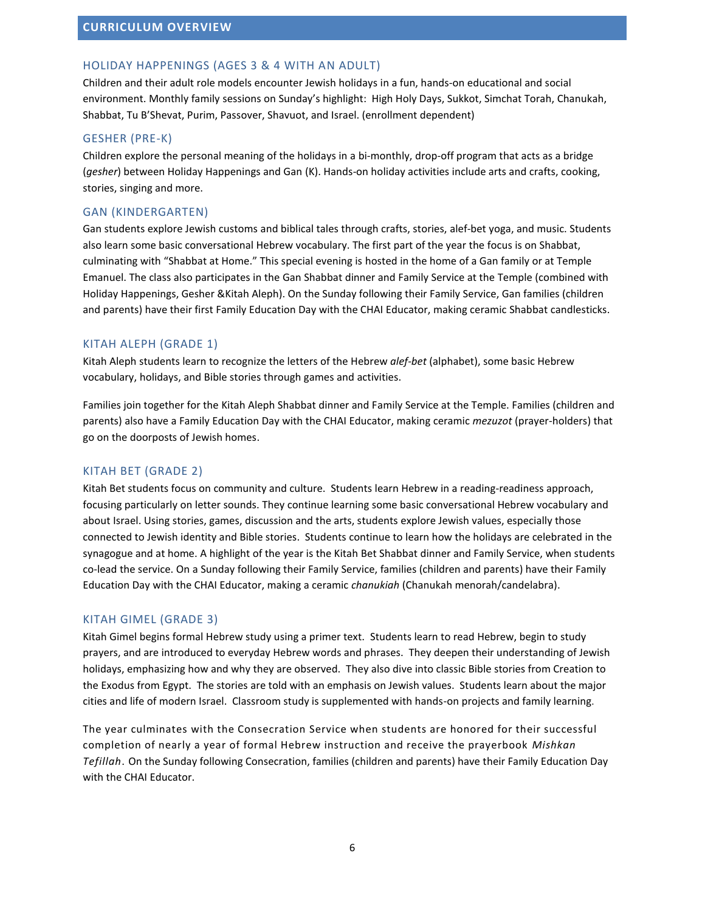## CURRICULUM OVERVIEW

### HOLIDAY HAPPENINGS (AGES 3 & 4 WITH AN ADULT)

Children and their adult role models encounter Jewish holidays in a fun, hands-on educational and social environment. Monthly family sessions on Sunday's highlight: High Holy Days, Sukkot, Simchat Torah, Chanukah, Shabbat, Tu B'Shevat, Purim, Passover, Shavuot, and Israel. (enrollment dependent)

### GESHER (PRE-K)

Children explore the personal meaning of the holidays in a bi-monthly, drop-off program that acts as a bridge (*gesher*) between Holiday Happenings and Gan (K). Hands-on holiday activities include arts and crafts, cooking, stories, singing and more.

### GAN (KINDERGARTEN)

Gan students explore Jewish customs and biblical tales through crafts, stories, alef-bet yoga, and music. Students also learn some basic conversational Hebrew vocabulary. The first part of the year the focus is on Shabbat, culminating with "Shabbat at Home." This special evening is hosted in the home of a Gan family or at Temple Emanuel. The class also participates in the Gan Shabbat dinner and Family Service at the Temple (combined with Holiday Happenings, Gesher &Kitah Aleph). On the Sunday following their Family Service, Gan families (children and parents) have their first Family Education Day with the CHAI Educator, making ceramic Shabbat candlesticks.

### KITAH ALEPH (GRADE 1)

Kitah Aleph students learn to recognize the letters of the Hebrew *alef-bet* (alphabet), some basic Hebrew vocabulary, holidays, and Bible stories through games and activities.

Families join together for the Kitah Aleph Shabbat dinner and Family Service at the Temple. Families (children and parents) also have a Family Education Day with the CHAI Educator, making ceramic *mezuzot* (prayer-holders) that go on the doorposts of Jewish homes.

### KITAH BET (GRADE 2)

Kitah Bet students focus on community and culture. Students learn Hebrew in a reading-readiness approach, focusing particularly on letter sounds. They continue learning some basic conversational Hebrew vocabulary and about Israel. Using stories, games, discussion and the arts, students explore Jewish values, especially those connected to Jewish identity and Bible stories. Students continue to learn how the holidays are celebrated in the synagogue and at home. A highlight of the year is the Kitah Bet Shabbat dinner and Family Service, when students co-lead the service. On a Sunday following their Family Service, families (children and parents) have their Family Education Day with the CHAI Educator, making a ceramic *chanukiah* (Chanukah menorah/candelabra).

### KITAH GIMEL (GRADE 3)

Kitah Gimel begins formal Hebrew study using a primer text. Students learn to read Hebrew, begin to study prayers, and are introduced to everyday Hebrew words and phrases. They deepen their understanding of Jewish holidays, emphasizing how and why they are observed. They also dive into classic Bible stories from Creation to the Exodus from Egypt. The stories are told with an emphasis on Jewish values. Students learn about the major cities and life of modern Israel. Classroom study is supplemented with hands-on projects and family learning.

The year culminates with the Consecration Service when students are honored for their successful completion of nearly a year of formal Hebrew instruction and receive the prayerbook *Mishkan Tefillah*. On the Sunday following Consecration, families (children and parents) have their Family Education Day with the CHAI Educator.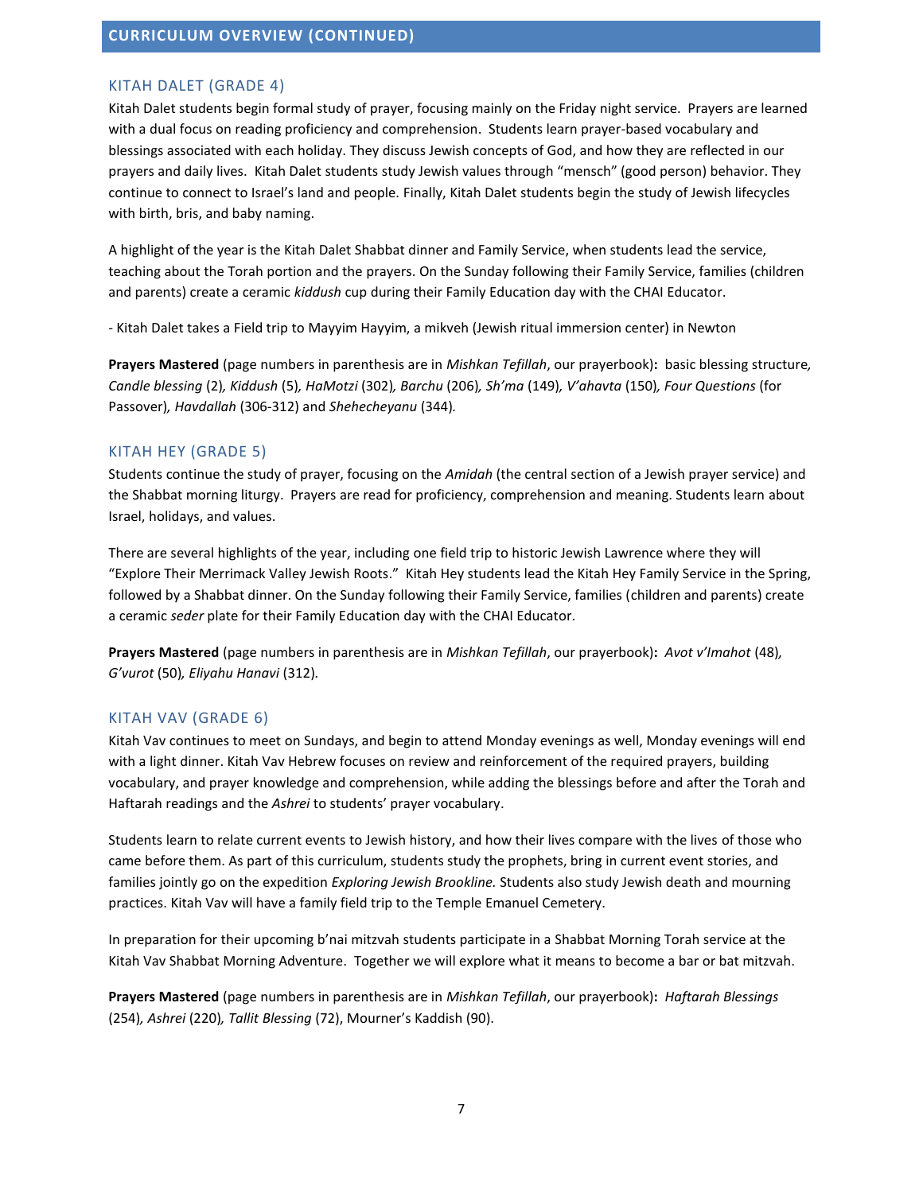## CURRICULUM OVERVIEW (CONTINUED)

### KITAH DALET (GRADE 4)

Kitah Dalet students begin formal study of prayer, focusing mainly on the Friday night service. Prayers are learned with a dual focus on reading proficiency and comprehension. Students learn prayer-based vocabulary and blessings associated with each holiday. They discuss Jewish concepts of God, and how they are reflected in our prayers and daily lives. Kitah Dalet students study Jewish values through "mensch" (good person) behavior. They continue to connect to Israel's land and people. Finally, Kitah Dalet students begin the study of Jewish lifecycles with birth, bris, and baby naming.

A highlight of the year is the Kitah Dalet Shabbat dinner and Family Service, when students lead the service, teaching about the Torah portion and the prayers. On the Sunday following their Family Service, families (children and parents) create a ceramic *kiddush* cup during their Family Education day with the CHAI Educator.

- Kitah Dalet takes a Field trip to Mayyim Hayyim, a mikveh (Jewish ritual immersion center) in Newton

**Prayers Mastered** (page numbers in parenthesis are in *Mishkan Tefillah*, our prayerbook)**:** basic blessing structure, *Candle blessing* (2), *Kiddush* (5), *HaMotzi* (302), *Barchu* (206), *Sh'ma* (149), *V'ahavta* (150), *Four Questions* (for Passover), *Havdallah* (306-312) and *Shehecheyanu* (344).

### KITAH HEY (GRADE 5)

Students continue the study of prayer, focusing on the *Amidah* (the central section of a Jewish prayer service) and the Shabbat morning liturgy. Prayers are read for proficiency, comprehension and meaning. Students learn about Israel, holidays, and values.

There are several highlights of the year, including one field trip to historic Jewish Lawrence where they will "Explore Their Merrimack Valley Jewish Roots." Kitah Hey students lead the Kitah Hey Family Service in the Spring, followed by a Shabbat dinner. On the Sunday following their Family Service, families (children and parents) create a ceramic *seder* plate for their Family Education day with the CHAI Educator.

**Prayers Mastered** (page numbers in parenthesis are in *Mishkan Tefillah*, our prayerbook)**:** *Avot v'Imahot* (48), *G'vurot* (50), *Eliyahu Hanavi* (312).

### KITAH VAV (GRADE 6)

Kitah Vav continues to meet on Sundays, and begin to attend Monday evenings as well, Monday evenings will end with a light dinner. Kitah Vav Hebrew focuses on review and reinforcement of the required prayers, building vocabulary, and prayer knowledge and comprehension, while adding the blessings before and after the Torah and Haftarah readings and the *Ashrei* to students' prayer vocabulary.

Students learn to relate current events to Jewish history, and how their lives compare with the lives of those who came before them. As part of this curriculum, students study the prophets, bring in current event stories, and families jointly go on the expedition *Exploring Jewish Brookline.* Students also study Jewish death and mourning practices. Kitah Vav will have a family field trip to the Temple Emanuel Cemetery.

In preparation for their upcoming b'nai mitzvah students participate in a Shabbat Morning Torah service at the Kitah Vav Shabbat Morning Adventure. Together we will explore what it means to become a bar or bat mitzvah.

**Prayers Mastered** (page numbers in parenthesis are in *Mishkan Tefillah*, our prayerbook)**:** *Haftarah Blessings* (254), *Ashrei* (220), *Tallit Blessing* (72), Mourner's Kaddish (90).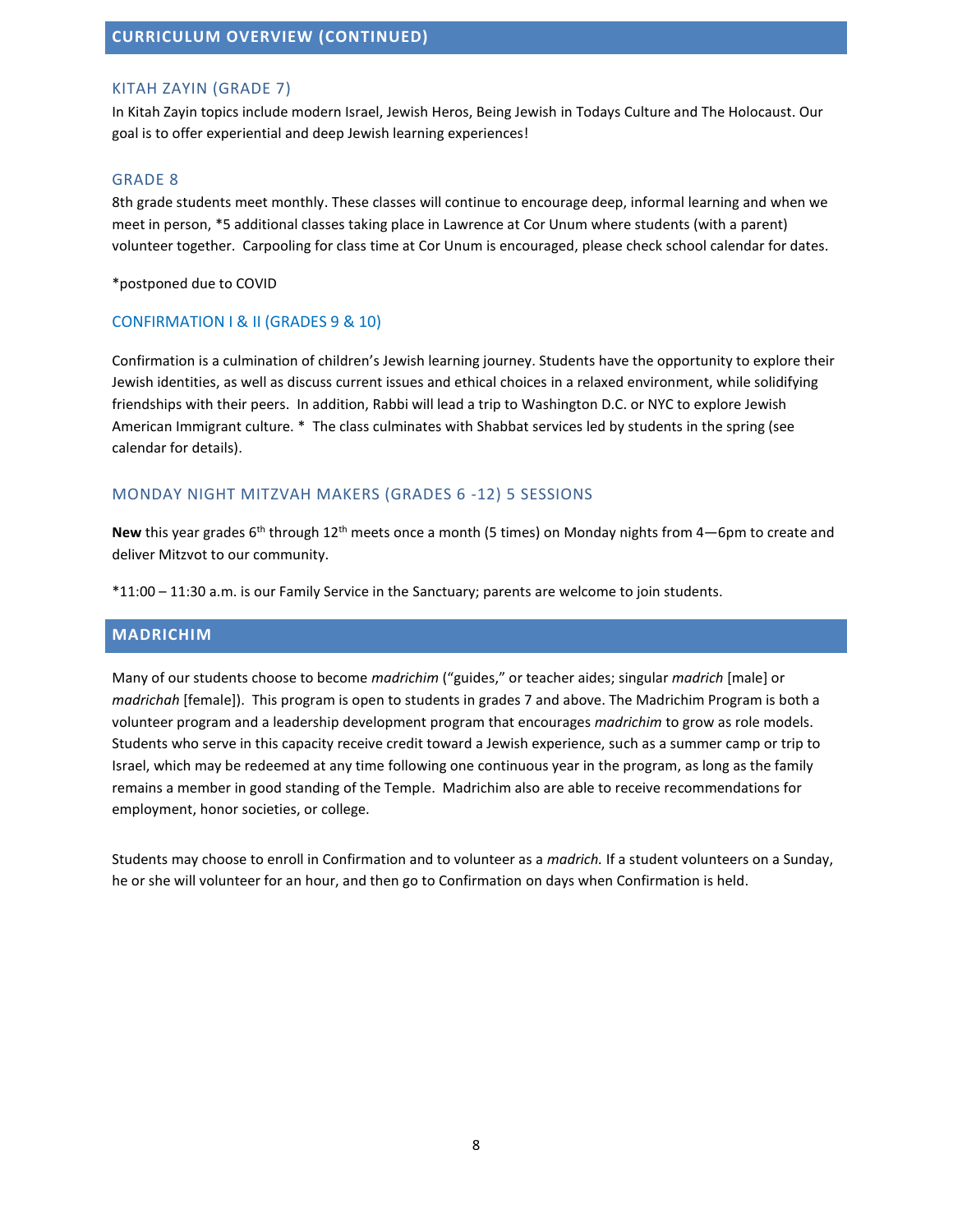## CURRICULUM OVERVIEW (CONTINUED)

### KITAH ZAYIN (GRADE 7)

In Kitah Zayin topics include modern Israel, Jewish Heros, Being Jewish in Todays Culture and The Holocaust. Our goal is to offer experiential and deep Jewish learning experiences!

### GRADE 8

8th grade students meet monthly. These classes will continue to encourage deep, informal learning and when we meet in person, *5 additional classes taking place in Lawrence at Cor Unum where students (with a parent) volunteer together. Carpooling for class time at Cor Unum is encouraged, please check school calendar for dates.

*postponed due to COVID

### CONFIRMATION I & II (GRADES 9 & 10)

Confirmation is a culmination of children's Jewish learning journey. Students have the opportunity to explore their Jewish identities, as well as discuss current issues and ethical choices in a relaxed environment, while solidifying friendships with their peers. In addition, Rabbi will lead a trip to Washington D.C. or NYC to explore Jewish American Immigrant culture. * The class culminates with Shabbat services led by students in the spring (see calendar for details).

### MONDAY NIGHT MITZVAH MAKERS (GRADES 6 -12) 5 SESSIONS

**New** this year grades 6th through 12th meets once a month (5 times) on Monday nights from 4—6pm to create and deliver Mitzvot to our community.

*11:00 – 11:30 a.m. is our Family Service in the Sanctuary; parents are welcome to join students.

## MADRICHIM

Many of our students choose to become *madrichim* ("guides," or teacher aides; singular *madrich* [male] or *madrichah* [female]). This program is open to students in grades 7 and above. The Madrichim Program is both a volunteer program and a leadership development program that encourages *madrichim* to grow as role models. Students who serve in this capacity receive credit toward a Jewish experience, such as a summer camp or trip to Israel, which may be redeemed at any time following one continuous year in the program, as long as the family remains a member in good standing of the Temple. Madrichim also are able to receive recommendations for employment, honor societies, or college.

Students may choose to enroll in Confirmation and to volunteer as a *madrich.* If a student volunteers on a Sunday, he or she will volunteer for an hour, and then go to Confirmation on days when Confirmation is held.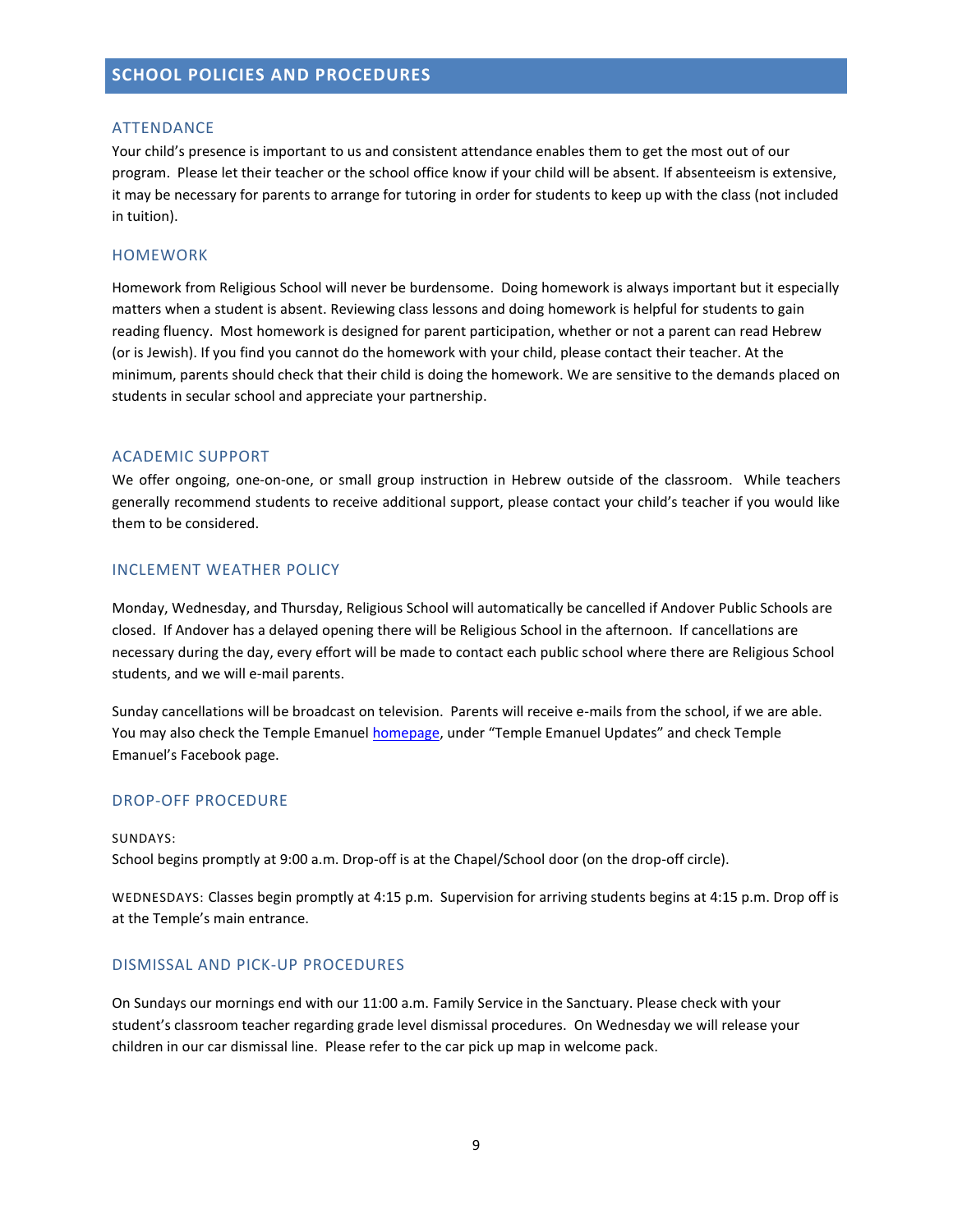## SCHOOL POLICIES AND PROCEDURES

### ATTENDANCE

Your child's presence is important to us and consistent attendance enables them to get the most out of our program. Please let their teacher or the school office know if your child will be absent. If absenteeism is extensive, it may be necessary for parents to arrange for tutoring in order for students to keep up with the class (not included in tuition).

### HOMEWORK

Homework from Religious School will never be burdensome. Doing homework is always important but it especially matters when a student is absent. Reviewing class lessons and doing homework is helpful for students to gain reading fluency. Most homework is designed for parent participation, whether or not a parent can read Hebrew (or is Jewish). If you find you cannot do the homework with your child, please contact their teacher. At the minimum, parents should check that their child is doing the homework. We are sensitive to the demands placed on students in secular school and appreciate your partnership.

### ACADEMIC SUPPORT

We offer ongoing, one-on-one, or small group instruction in Hebrew outside of the classroom. While teachers generally recommend students to receive additional support, please contact your child's teacher if you would like them to be considered.

### INCLEMENT WEATHER POLICY

Monday, Wednesday, and Thursday, Religious School will automatically be cancelled if Andover Public Schools are closed. If Andover has a delayed opening there will be Religious School in the afternoon. If cancellations are necessary during the day, every effort will be made to contact each public school where there are Religious School students, and we will e-mail parents.

Sunday cancellations will be broadcast on television. Parents will receive e-mails from the school, if we are able. You may also check the Temple Emanuel homepage, under "Temple Emanuel Updates" and check Temple Emanuel's Facebook page.

### DROP-OFF PROCEDURE

SUNDAYS:
School begins promptly at 9:00 a.m. Drop-off is at the Chapel/School door (on the drop-off circle).

WEDNESDAYS: Classes begin promptly at 4:15 p.m. Supervision for arriving students begins at 4:15 p.m. Drop off is at the Temple's main entrance.

### DISMISSAL AND PICK-UP PROCEDURES

On Sundays our mornings end with our 11:00 a.m. Family Service in the Sanctuary. Please check with your student's classroom teacher regarding grade level dismissal procedures. On Wednesday we will release your children in our car dismissal line. Please refer to the car pick up map in welcome pack.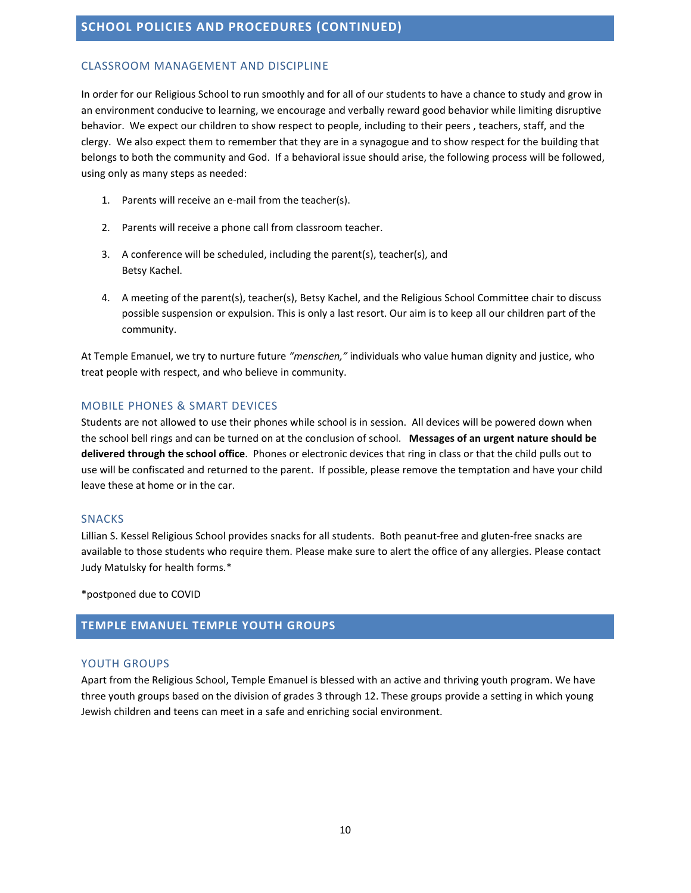## SCHOOL POLICIES AND PROCEDURES (CONTINUED)

### CLASSROOM MANAGEMENT AND DISCIPLINE

In order for our Religious School to run smoothly and for all of our students to have a chance to study and grow in an environment conducive to learning, we encourage and verbally reward good behavior while limiting disruptive behavior. We expect our children to show respect to people, including to their peers , teachers, staff, and the clergy. We also expect them to remember that they are in a synagogue and to show respect for the building that belongs to both the community and God. If a behavioral issue should arise, the following process will be followed, using only as many steps as needed:

1. Parents will receive an e-mail from the teacher(s).
2. Parents will receive a phone call from classroom teacher.
3. A conference will be scheduled, including the parent(s), teacher(s), and Betsy Kachel.
4. A meeting of the parent(s), teacher(s), Betsy Kachel, and the Religious School Committee chair to discuss possible suspension or expulsion. This is only a last resort. Our aim is to keep all our children part of the community.

At Temple Emanuel, we try to nurture future *"menschen,"* individuals who value human dignity and justice, who treat people with respect, and who believe in community.

### MOBILE PHONES & SMART DEVICES

Students are not allowed to use their phones while school is in session. All devices will be powered down when the school bell rings and can be turned on at the conclusion of school. **Messages of an urgent nature should be delivered through the school office**. Phones or electronic devices that ring in class or that the child pulls out to use will be confiscated and returned to the parent. If possible, please remove the temptation and have your child leave these at home or in the car.

### SNACKS

Lillian S. Kessel Religious School provides snacks for all students. Both peanut-free and gluten-free snacks are available to those students who require them. Please make sure to alert the office of any allergies. Please contact Judy Matulsky for health forms.*

*postponed due to COVID

## TEMPLE EMANUEL TEMPLE YOUTH GROUPS

### YOUTH GROUPS

Apart from the Religious School, Temple Emanuel is blessed with an active and thriving youth program. We have three youth groups based on the division of grades 3 through 12. These groups provide a setting in which young Jewish children and teens can meet in a safe and enriching social environment.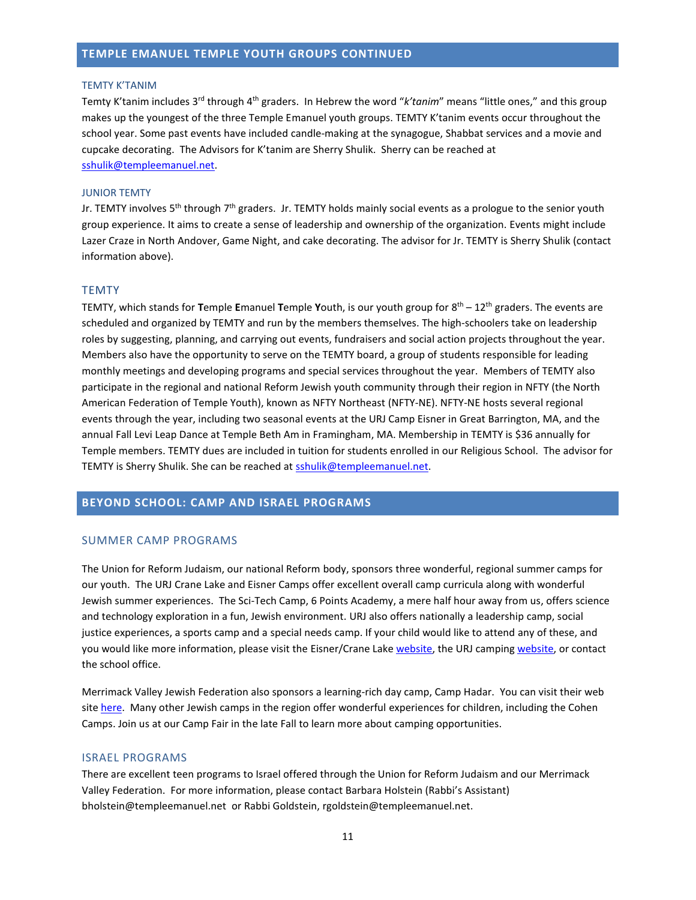## TEMPLE EMANUEL TEMPLE YOUTH GROUPS CONTINUED

### TEMTY K'TANIM

Temty K'tanim includes 3rd through 4th graders. In Hebrew the word "*k'tanim*" means "little ones," and this group makes up the youngest of the three Temple Emanuel youth groups. TEMTY K'tanim events occur throughout the school year. Some past events have included candle-making at the synagogue, Shabbat services and a movie and cupcake decorating. The Advisors for K'tanim are Sherry Shulik. Sherry can be reached at sshulik@templeemanuel.net.

### JUNIOR TEMTY

Jr. TEMTY involves 5th through 7th graders. Jr. TEMTY holds mainly social events as a prologue to the senior youth group experience. It aims to create a sense of leadership and ownership of the organization. Events might include Lazer Craze in North Andover, Game Night, and cake decorating. The advisor for Jr. TEMTY is Sherry Shulik (contact information above).

### TEMTY

TEMTY, which stands for **T**emple **E**manuel **T**emple **Y**outh, is our youth group for 8th – 12th graders. The events are scheduled and organized by TEMTY and run by the members themselves. The high-schoolers take on leadership roles by suggesting, planning, and carrying out events, fundraisers and social action projects throughout the year. Members also have the opportunity to serve on the TEMTY board, a group of students responsible for leading monthly meetings and developing programs and special services throughout the year. Members of TEMTY also participate in the regional and national Reform Jewish youth community through their region in NFTY (the North American Federation of Temple Youth), known as NFTY Northeast (NFTY-NE). NFTY-NE hosts several regional events through the year, including two seasonal events at the URJ Camp Eisner in Great Barrington, MA, and the annual Fall Levi Leap Dance at Temple Beth Am in Framingham, MA. Membership in TEMTY is $36 annually for Temple members. TEMTY dues are included in tuition for students enrolled in our Religious School. The advisor for TEMTY is Sherry Shulik. She can be reached at sshulik@templeemanuel.net.

## BEYOND SCHOOL: CAMP AND ISRAEL PROGRAMS

### SUMMER CAMP PROGRAMS

The Union for Reform Judaism, our national Reform body, sponsors three wonderful, regional summer camps for our youth. The URJ Crane Lake and Eisner Camps offer excellent overall camp curricula along with wonderful Jewish summer experiences. The Sci-Tech Camp, 6 Points Academy, a mere half hour away from us, offers science and technology exploration in a fun, Jewish environment. URJ also offers nationally a leadership camp, social justice experiences, a sports camp and a special needs camp. If your child would like to attend any of these, and you would like more information, please visit the Eisner/Crane Lake website, the URJ camping website, or contact the school office.

Merrimack Valley Jewish Federation also sponsors a learning-rich day camp, Camp Hadar. You can visit their web site here. Many other Jewish camps in the region offer wonderful experiences for children, including the Cohen Camps. Join us at our Camp Fair in the late Fall to learn more about camping opportunities.

### ISRAEL PROGRAMS

There are excellent teen programs to Israel offered through the Union for Reform Judaism and our Merrimack Valley Federation. For more information, please contact Barbara Holstein (Rabbi's Assistant) bholstein@templeemanuel.net or Rabbi Goldstein, rgoldstein@templeemanuel.net.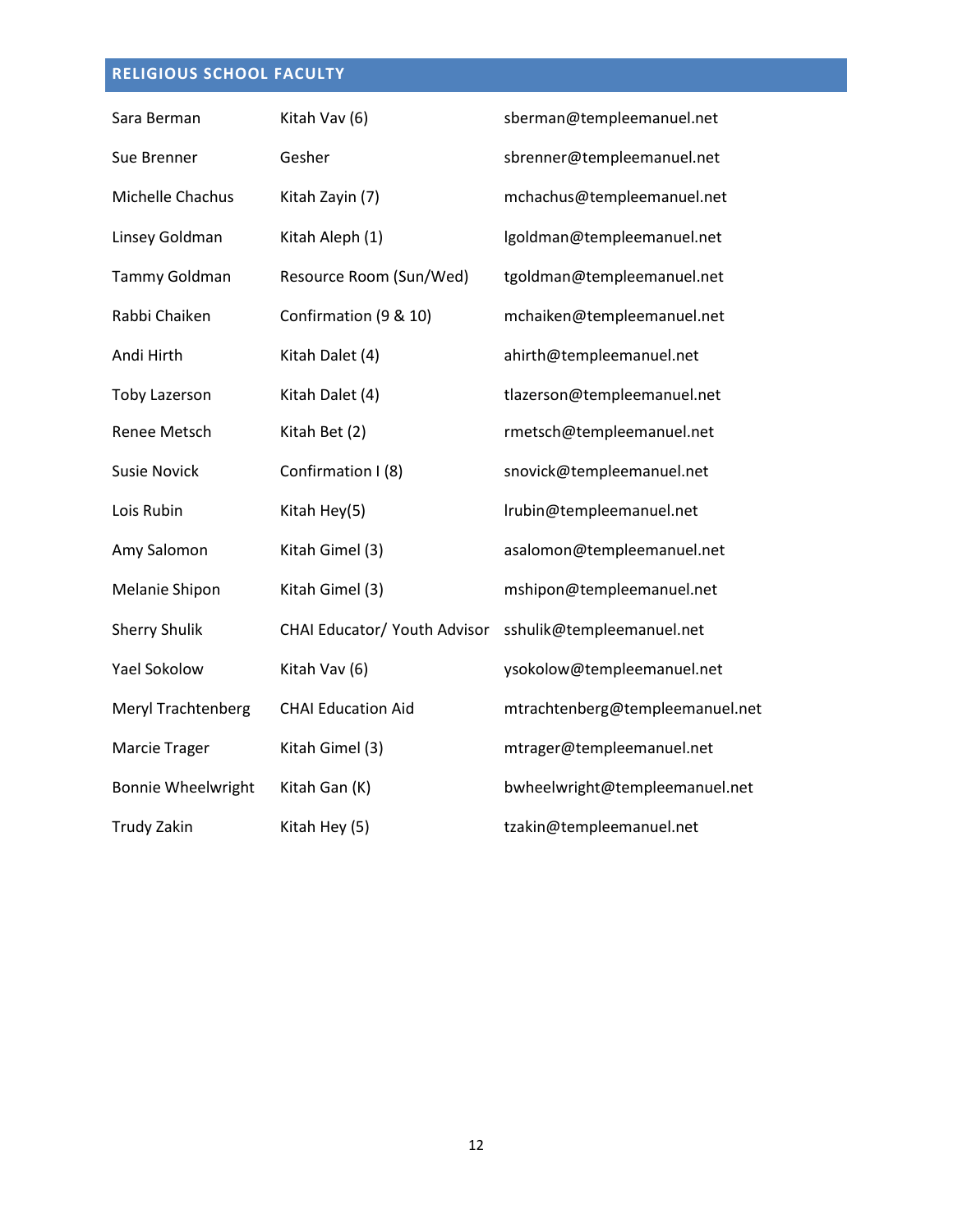## RELIGIOUS SCHOOL FACULTY

| | | |
|---|---|---|
| Sara Berman | Kitah Vav (6) | sberman@templeemanuel.net |
| Sue Brenner | Gesher | sbrenner@templeemanuel.net |
| Michelle Chachus | Kitah Zayin (7) | mchachus@templeemanuel.net |
| Linsey Goldman | Kitah Aleph (1) | lgoldman@templeemanuel.net |
| Tammy Goldman | Resource Room (Sun/Wed) | tgoldman@templeemanuel.net |
| Rabbi Chaiken | Confirmation (9 & 10) | mchaiken@templeemanuel.net |
| Andi Hirth | Kitah Dalet (4) | ahirth@templeemanuel.net |
| Toby Lazerson | Kitah Dalet (4) | tlazerson@templeemanuel.net |
| Renee Metsch | Kitah Bet (2) | rmetsch@templeemanuel.net |
| Susie Novick | Confirmation I (8) | snovick@templeemanuel.net |
| Lois Rubin | Kitah Hey(5) | lrubin@templeemanuel.net |
| Amy Salomon | Kitah Gimel (3) | asalomon@templeemanuel.net |
| Melanie Shipon | Kitah Gimel (3) | mshipon@templeemanuel.net |
| Sherry Shulik | CHAI Educator/ Youth Advisor | sshulik@templeemanuel.net |
| Yael Sokolow | Kitah Vav (6) | ysokolow@templeemanuel.net |
| Meryl Trachtenberg | CHAI Education Aid | mtrachtenberg@templeemanuel.net |
| Marcie Trager | Kitah Gimel (3) | mtrager@templeemanuel.net |
| Bonnie Wheelwright | Kitah Gan (K) | bwheelwright@templeemanuel.net |
| Trudy Zakin | Kitah Hey (5) | tzakin@templeemanuel.net |